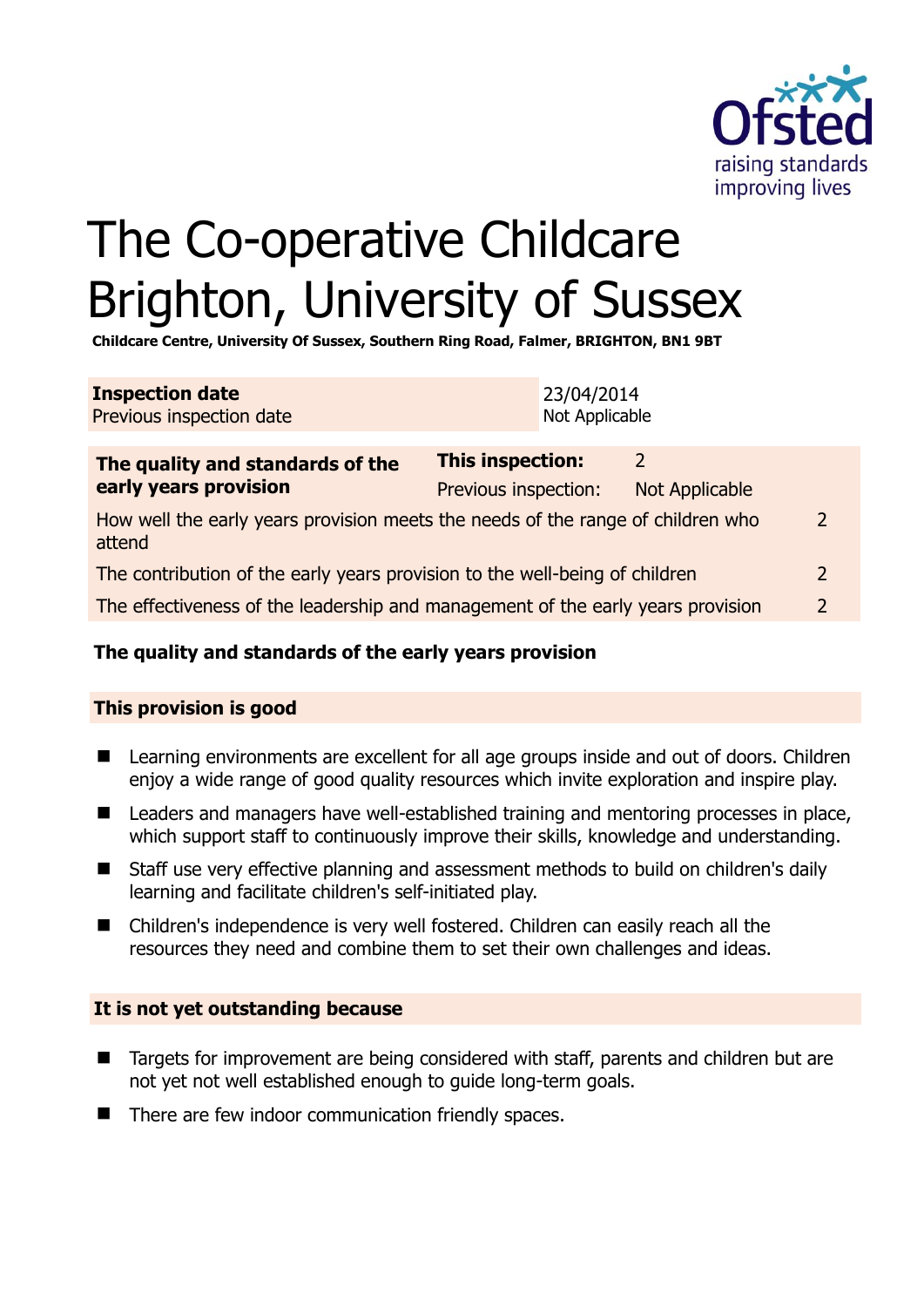# The Co-operative Childcare Brighton, University of Sussex

**Childcare Centre, University Of Sussex, Southern Ring Road, Falmer, BRIGHTON, BN1 9BT**

| **Inspection date** | 23/04/2014 |
|---|---|
| Previous inspection date | Not Applicable |

| **The quality and standards of the early years provision** | **This inspection:** | 2 |
|---|---|---|
| | Previous inspection: | Not Applicable |
| How well the early years provision meets the needs of the range of children who attend | | 2 |
| The contribution of the early years provision to the well-being of children | | 2 |
| The effectiveness of the leadership and management of the early years provision | | 2 |

**The quality and standards of the early years provision**

**This provision is good**

- Learning environments are excellent for all age groups inside and out of doors. Children enjoy a wide range of good quality resources which invite exploration and inspire play.
- Leaders and managers have well-established training and mentoring processes in place, which support staff to continuously improve their skills, knowledge and understanding.
- Staff use very effective planning and assessment methods to build on children's daily learning and facilitate children's self-initiated play.
- Children's independence is very well fostered. Children can easily reach all the resources they need and combine them to set their own challenges and ideas.

**It is not yet outstanding because**

- Targets for improvement are being considered with staff, parents and children but are not yet not well established enough to guide long-term goals.
- There are few indoor communication friendly spaces.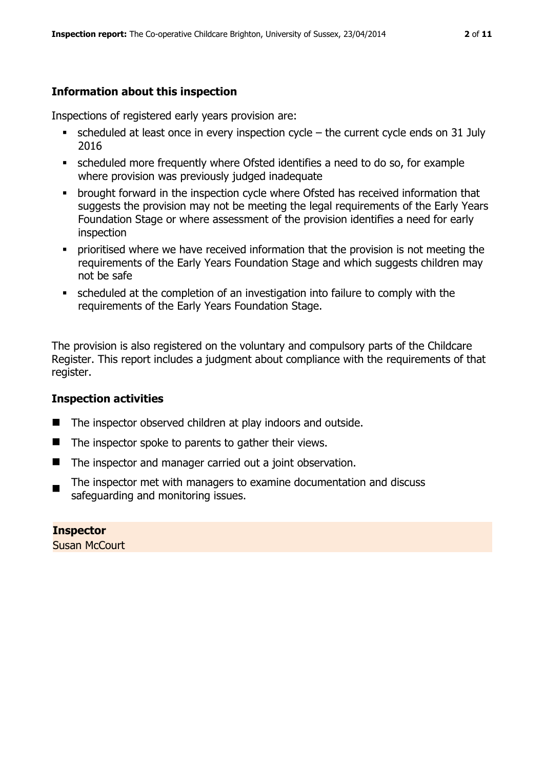## Information about this inspection

Inspections of registered early years provision are:

- scheduled at least once in every inspection cycle – the current cycle ends on 31 July 2016
- scheduled more frequently where Ofsted identifies a need to do so, for example where provision was previously judged inadequate
- brought forward in the inspection cycle where Ofsted has received information that suggests the provision may not be meeting the legal requirements of the Early Years Foundation Stage or where assessment of the provision identifies a need for early inspection
- prioritised where we have received information that the provision is not meeting the requirements of the Early Years Foundation Stage and which suggests children may not be safe
- scheduled at the completion of an investigation into failure to comply with the requirements of the Early Years Foundation Stage.

The provision is also registered on the voluntary and compulsory parts of the Childcare Register. This report includes a judgment about compliance with the requirements of that register.

## Inspection activities

- The inspector observed children at play indoors and outside.
- The inspector spoke to parents to gather their views.
- The inspector and manager carried out a joint observation.
- The inspector met with managers to examine documentation and discuss safeguarding and monitoring issues.

**Inspector**
Susan McCourt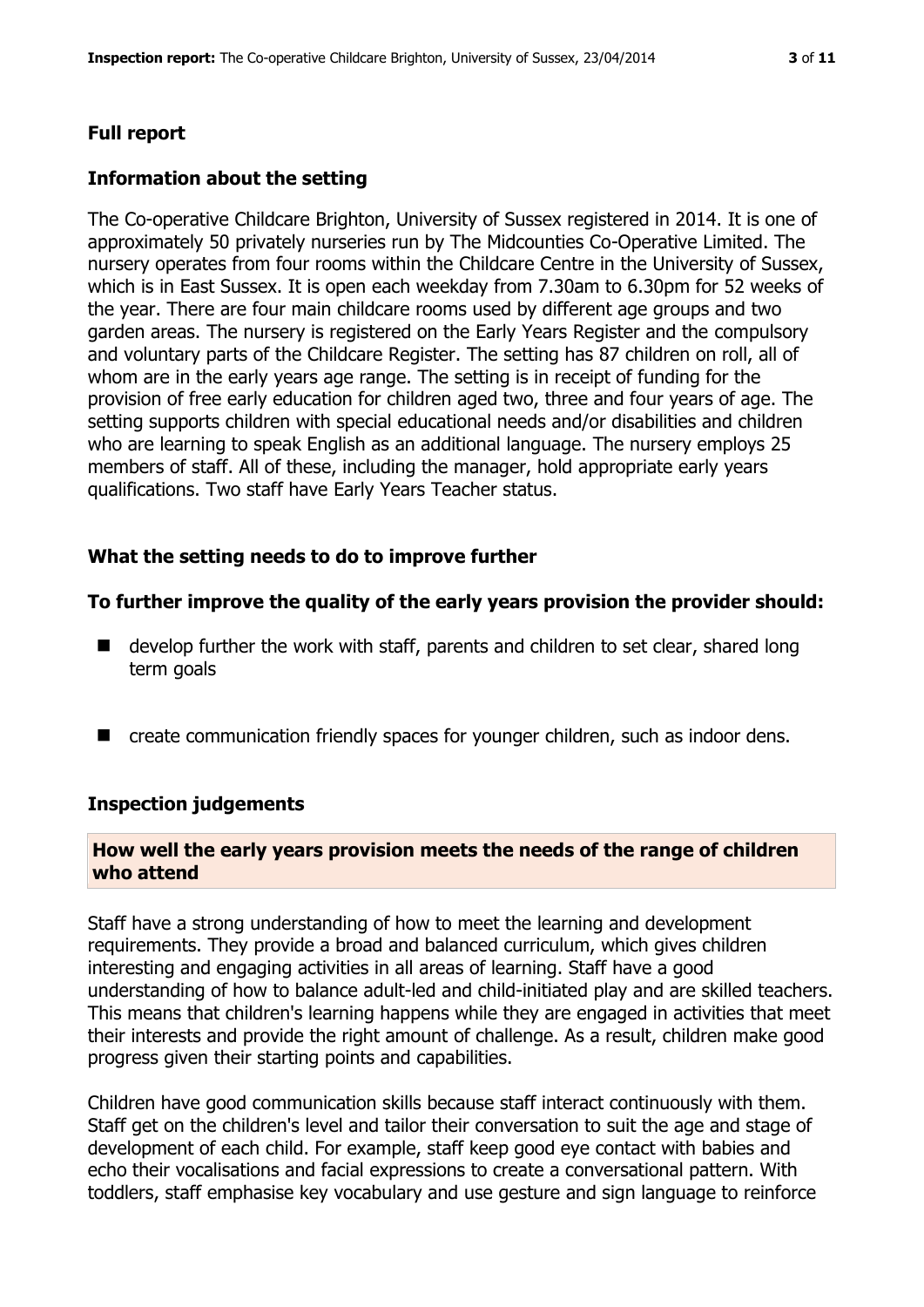## Full report

### Information about the setting

The Co-operative Childcare Brighton, University of Sussex registered in 2014. It is one of approximately 50 privately nurseries run by The Midcounties Co-Operative Limited. The nursery operates from four rooms within the Childcare Centre in the University of Sussex, which is in East Sussex. It is open each weekday from 7.30am to 6.30pm for 52 weeks of the year. There are four main childcare rooms used by different age groups and two garden areas. The nursery is registered on the Early Years Register and the compulsory and voluntary parts of the Childcare Register. The setting has 87 children on roll, all of whom are in the early years age range. The setting is in receipt of funding for the provision of free early education for children aged two, three and four years of age. The setting supports children with special educational needs and/or disabilities and children who are learning to speak English as an additional language. The nursery employs 25 members of staff. All of these, including the manager, hold appropriate early years qualifications. Two staff have Early Years Teacher status.

### What the setting needs to do to improve further

**To further improve the quality of the early years provision the provider should:**

- develop further the work with staff, parents and children to set clear, shared long term goals
- create communication friendly spaces for younger children, such as indoor dens.

### Inspection judgements

**How well the early years provision meets the needs of the range of children who attend**

Staff have a strong understanding of how to meet the learning and development requirements. They provide a broad and balanced curriculum, which gives children interesting and engaging activities in all areas of learning. Staff have a good understanding of how to balance adult-led and child-initiated play and are skilled teachers. This means that children's learning happens while they are engaged in activities that meet their interests and provide the right amount of challenge. As a result, children make good progress given their starting points and capabilities.

Children have good communication skills because staff interact continuously with them. Staff get on the children's level and tailor their conversation to suit the age and stage of development of each child. For example, staff keep good eye contact with babies and echo their vocalisations and facial expressions to create a conversational pattern. With toddlers, staff emphasise key vocabulary and use gesture and sign language to reinforce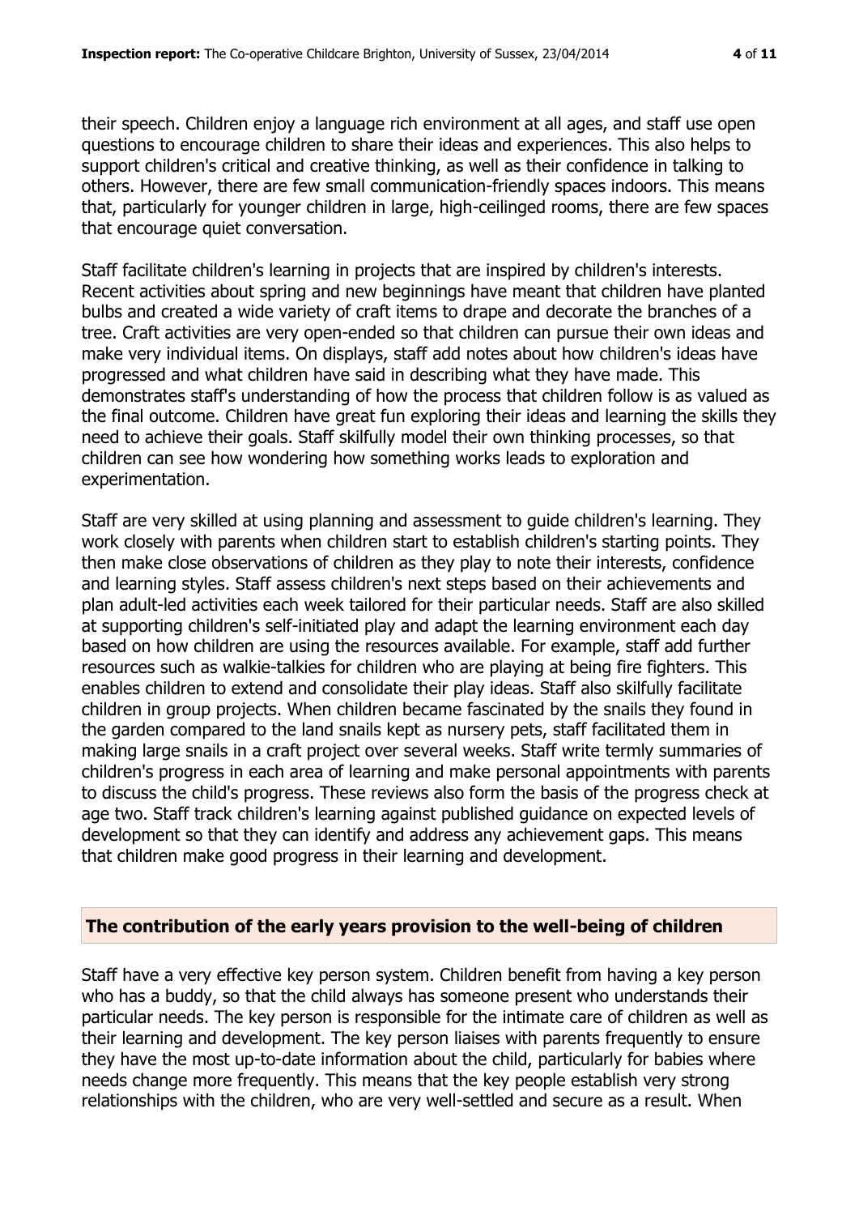their speech. Children enjoy a language rich environment at all ages, and staff use open questions to encourage children to share their ideas and experiences. This also helps to support children's critical and creative thinking, as well as their confidence in talking to others. However, there are few small communication-friendly spaces indoors. This means that, particularly for younger children in large, high-ceilinged rooms, there are few spaces that encourage quiet conversation.

Staff facilitate children's learning in projects that are inspired by children's interests. Recent activities about spring and new beginnings have meant that children have planted bulbs and created a wide variety of craft items to drape and decorate the branches of a tree. Craft activities are very open-ended so that children can pursue their own ideas and make very individual items. On displays, staff add notes about how children's ideas have progressed and what children have said in describing what they have made. This demonstrates staff's understanding of how the process that children follow is as valued as the final outcome. Children have great fun exploring their ideas and learning the skills they need to achieve their goals. Staff skilfully model their own thinking processes, so that children can see how wondering how something works leads to exploration and experimentation.

Staff are very skilled at using planning and assessment to guide children's learning. They work closely with parents when children start to establish children's starting points. They then make close observations of children as they play to note their interests, confidence and learning styles. Staff assess children's next steps based on their achievements and plan adult-led activities each week tailored for their particular needs. Staff are also skilled at supporting children's self-initiated play and adapt the learning environment each day based on how children are using the resources available. For example, staff add further resources such as walkie-talkies for children who are playing at being fire fighters. This enables children to extend and consolidate their play ideas. Staff also skilfully facilitate children in group projects. When children became fascinated by the snails they found in the garden compared to the land snails kept as nursery pets, staff facilitated them in making large snails in a craft project over several weeks. Staff write termly summaries of children's progress in each area of learning and make personal appointments with parents to discuss the child's progress. These reviews also form the basis of the progress check at age two. Staff track children's learning against published guidance on expected levels of development so that they can identify and address any achievement gaps. This means that children make good progress in their learning and development.

## The contribution of the early years provision to the well-being of children

Staff have a very effective key person system. Children benefit from having a key person who has a buddy, so that the child always has someone present who understands their particular needs. The key person is responsible for the intimate care of children as well as their learning and development. The key person liaises with parents frequently to ensure they have the most up-to-date information about the child, particularly for babies where needs change more frequently. This means that the key people establish very strong relationships with the children, who are very well-settled and secure as a result. When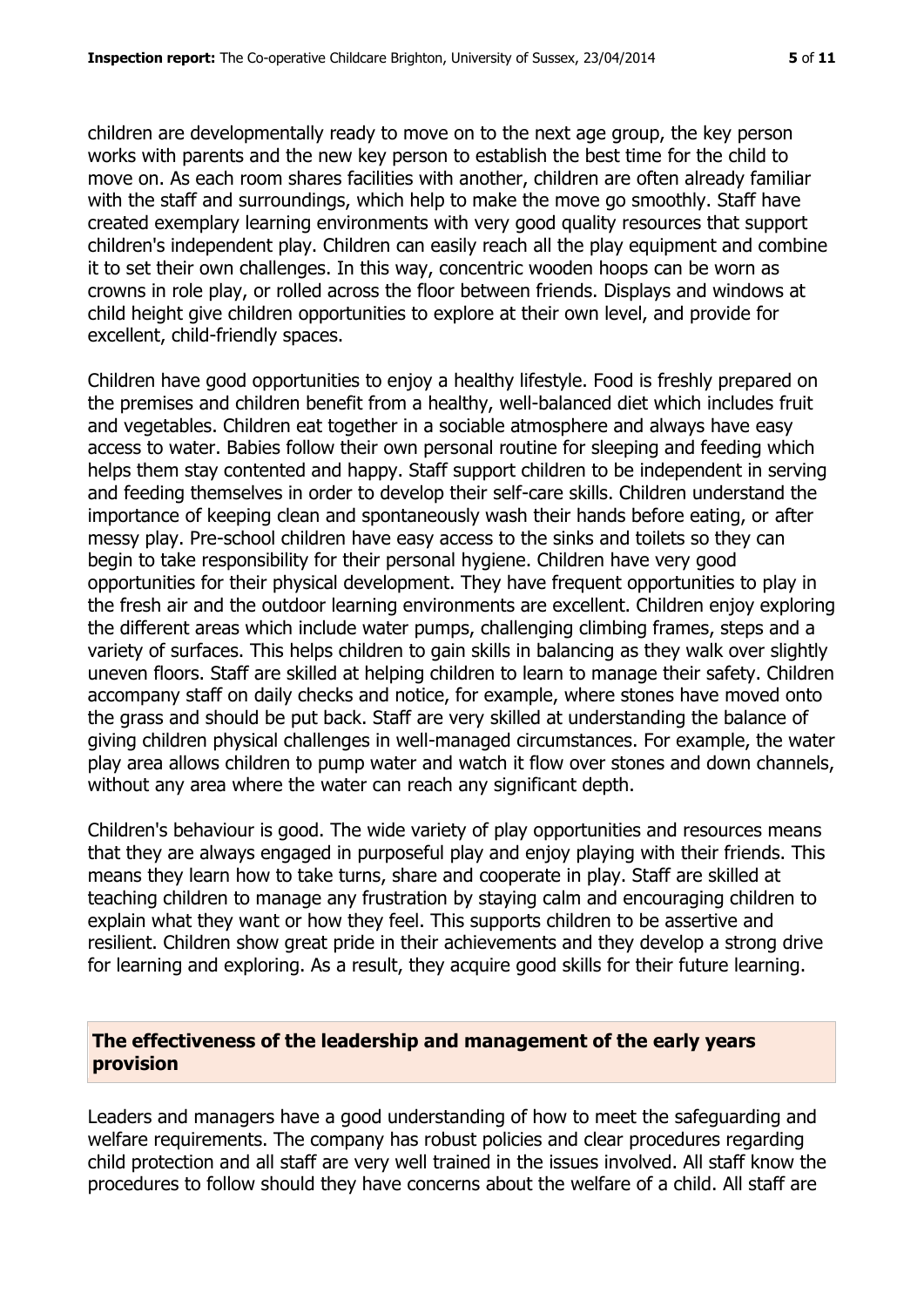children are developmentally ready to move on to the next age group, the key person works with parents and the new key person to establish the best time for the child to move on. As each room shares facilities with another, children are often already familiar with the staff and surroundings, which help to make the move go smoothly. Staff have created exemplary learning environments with very good quality resources that support children's independent play. Children can easily reach all the play equipment and combine it to set their own challenges. In this way, concentric wooden hoops can be worn as crowns in role play, or rolled across the floor between friends. Displays and windows at child height give children opportunities to explore at their own level, and provide for excellent, child-friendly spaces.

Children have good opportunities to enjoy a healthy lifestyle. Food is freshly prepared on the premises and children benefit from a healthy, well-balanced diet which includes fruit and vegetables. Children eat together in a sociable atmosphere and always have easy access to water. Babies follow their own personal routine for sleeping and feeding which helps them stay contented and happy. Staff support children to be independent in serving and feeding themselves in order to develop their self-care skills. Children understand the importance of keeping clean and spontaneously wash their hands before eating, or after messy play. Pre-school children have easy access to the sinks and toilets so they can begin to take responsibility for their personal hygiene. Children have very good opportunities for their physical development. They have frequent opportunities to play in the fresh air and the outdoor learning environments are excellent. Children enjoy exploring the different areas which include water pumps, challenging climbing frames, steps and a variety of surfaces. This helps children to gain skills in balancing as they walk over slightly uneven floors. Staff are skilled at helping children to learn to manage their safety. Children accompany staff on daily checks and notice, for example, where stones have moved onto the grass and should be put back. Staff are very skilled at understanding the balance of giving children physical challenges in well-managed circumstances. For example, the water play area allows children to pump water and watch it flow over stones and down channels, without any area where the water can reach any significant depth.

Children's behaviour is good. The wide variety of play opportunities and resources means that they are always engaged in purposeful play and enjoy playing with their friends. This means they learn how to take turns, share and cooperate in play. Staff are skilled at teaching children to manage any frustration by staying calm and encouraging children to explain what they want or how they feel. This supports children to be assertive and resilient. Children show great pride in their achievements and they develop a strong drive for learning and exploring. As a result, they acquire good skills for their future learning.

## The effectiveness of the leadership and management of the early years provision

Leaders and managers have a good understanding of how to meet the safeguarding and welfare requirements. The company has robust policies and clear procedures regarding child protection and all staff are very well trained in the issues involved. All staff know the procedures to follow should they have concerns about the welfare of a child. All staff are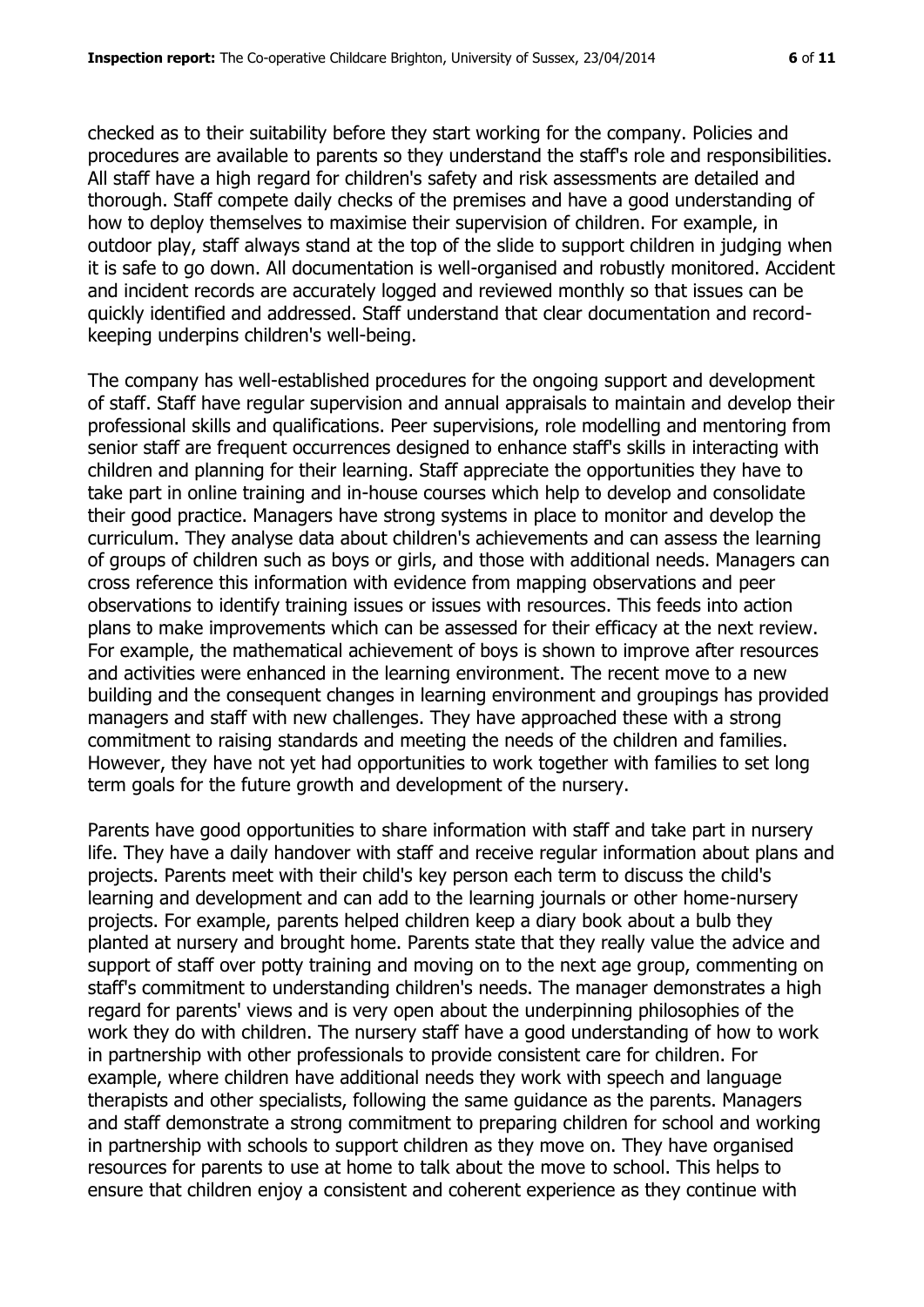checked as to their suitability before they start working for the company. Policies and procedures are available to parents so they understand the staff's role and responsibilities. All staff have a high regard for children's safety and risk assessments are detailed and thorough. Staff compete daily checks of the premises and have a good understanding of how to deploy themselves to maximise their supervision of children. For example, in outdoor play, staff always stand at the top of the slide to support children in judging when it is safe to go down. All documentation is well-organised and robustly monitored. Accident and incident records are accurately logged and reviewed monthly so that issues can be quickly identified and addressed. Staff understand that clear documentation and record-keeping underpins children's well-being.

The company has well-established procedures for the ongoing support and development of staff. Staff have regular supervision and annual appraisals to maintain and develop their professional skills and qualifications. Peer supervisions, role modelling and mentoring from senior staff are frequent occurrences designed to enhance staff's skills in interacting with children and planning for their learning. Staff appreciate the opportunities they have to take part in online training and in-house courses which help to develop and consolidate their good practice. Managers have strong systems in place to monitor and develop the curriculum. They analyse data about children's achievements and can assess the learning of groups of children such as boys or girls, and those with additional needs. Managers can cross reference this information with evidence from mapping observations and peer observations to identify training issues or issues with resources. This feeds into action plans to make improvements which can be assessed for their efficacy at the next review. For example, the mathematical achievement of boys is shown to improve after resources and activities were enhanced in the learning environment. The recent move to a new building and the consequent changes in learning environment and groupings has provided managers and staff with new challenges. They have approached these with a strong commitment to raising standards and meeting the needs of the children and families. However, they have not yet had opportunities to work together with families to set long term goals for the future growth and development of the nursery.

Parents have good opportunities to share information with staff and take part in nursery life. They have a daily handover with staff and receive regular information about plans and projects. Parents meet with their child's key person each term to discuss the child's learning and development and can add to the learning journals or other home-nursery projects. For example, parents helped children keep a diary book about a bulb they planted at nursery and brought home. Parents state that they really value the advice and support of staff over potty training and moving on to the next age group, commenting on staff's commitment to understanding children's needs. The manager demonstrates a high regard for parents' views and is very open about the underpinning philosophies of the work they do with children. The nursery staff have a good understanding of how to work in partnership with other professionals to provide consistent care for children. For example, where children have additional needs they work with speech and language therapists and other specialists, following the same guidance as the parents. Managers and staff demonstrate a strong commitment to preparing children for school and working in partnership with schools to support children as they move on. They have organised resources for parents to use at home to talk about the move to school. This helps to ensure that children enjoy a consistent and coherent experience as they continue with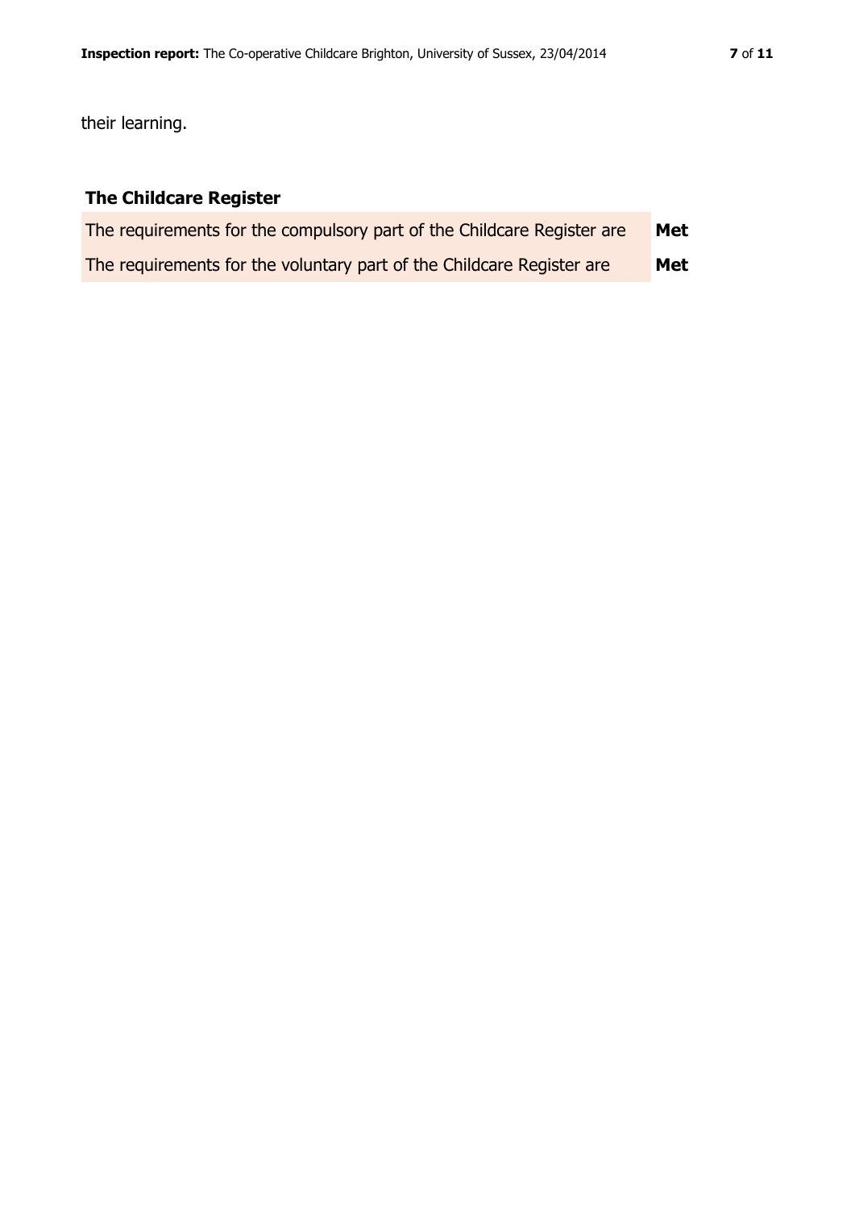their learning.

## The Childcare Register

| | |
|---|---|
| The requirements for the compulsory part of the Childcare Register are | **Met** |
| The requirements for the voluntary part of the Childcare Register are | **Met** |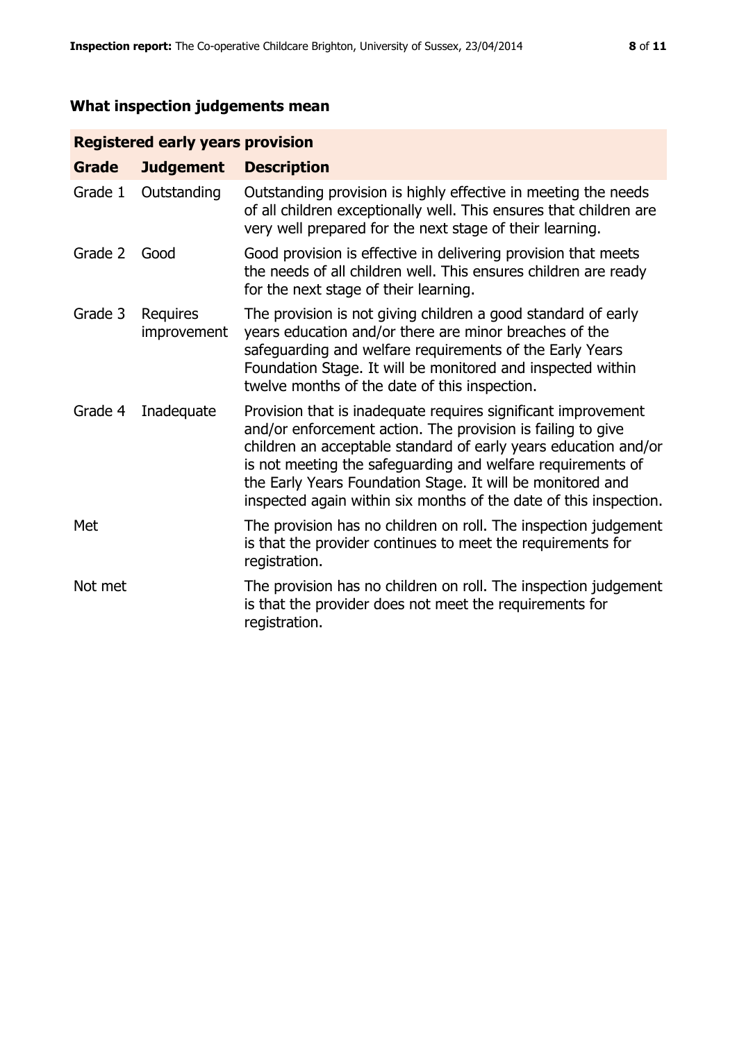## What inspection judgements mean

| Registered early years provision | | |
|---|---|---|
| **Grade** | **Judgement** | **Description** |
| Grade 1 | Outstanding | Outstanding provision is highly effective in meeting the needs of all children exceptionally well. This ensures that children are very well prepared for the next stage of their learning. |
| Grade 2 | Good | Good provision is effective in delivering provision that meets the needs of all children well. This ensures children are ready for the next stage of their learning. |
| Grade 3 | Requires improvement | The provision is not giving children a good standard of early years education and/or there are minor breaches of the safeguarding and welfare requirements of the Early Years Foundation Stage. It will be monitored and inspected within twelve months of the date of this inspection. |
| Grade 4 | Inadequate | Provision that is inadequate requires significant improvement and/or enforcement action. The provision is failing to give children an acceptable standard of early years education and/or is not meeting the safeguarding and welfare requirements of the Early Years Foundation Stage. It will be monitored and inspected again within six months of the date of this inspection. |
| Met | | The provision has no children on roll. The inspection judgement is that the provider continues to meet the requirements for registration. |
| Not met | | The provision has no children on roll. The inspection judgement is that the provider does not meet the requirements for registration. |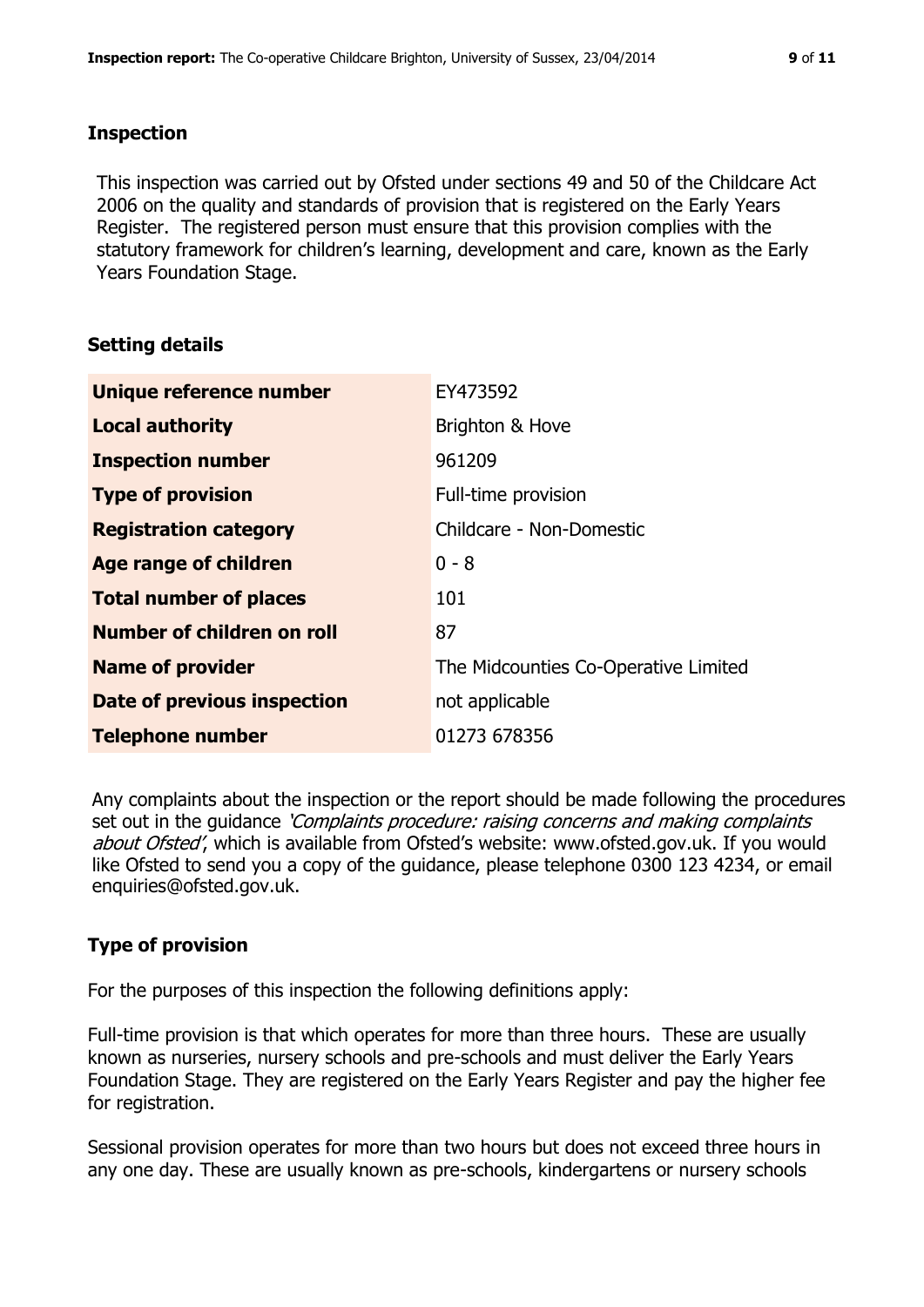## Inspection

This inspection was carried out by Ofsted under sections 49 and 50 of the Childcare Act 2006 on the quality and standards of provision that is registered on the Early Years Register. The registered person must ensure that this provision complies with the statutory framework for children's learning, development and care, known as the Early Years Foundation Stage.

## Setting details

| | |
|---|---|
| **Unique reference number** | EY473592 |
| **Local authority** | Brighton & Hove |
| **Inspection number** | 961209 |
| **Type of provision** | Full-time provision |
| **Registration category** | Childcare - Non-Domestic |
| **Age range of children** | 0 - 8 |
| **Total number of places** | 101 |
| **Number of children on roll** | 87 |
| **Name of provider** | The Midcounties Co-Operative Limited |
| **Date of previous inspection** | not applicable |
| **Telephone number** | 01273 678356 |

Any complaints about the inspection or the report should be made following the procedures set out in the guidance *'Complaints procedure: raising concerns and making complaints about Ofsted'*, which is available from Ofsted's website: www.ofsted.gov.uk. If you would like Ofsted to send you a copy of the guidance, please telephone 0300 123 4234, or email enquiries@ofsted.gov.uk.

## Type of provision

For the purposes of this inspection the following definitions apply:

Full-time provision is that which operates for more than three hours. These are usually known as nurseries, nursery schools and pre-schools and must deliver the Early Years Foundation Stage. They are registered on the Early Years Register and pay the higher fee for registration.

Sessional provision operates for more than two hours but does not exceed three hours in any one day. These are usually known as pre-schools, kindergartens or nursery schools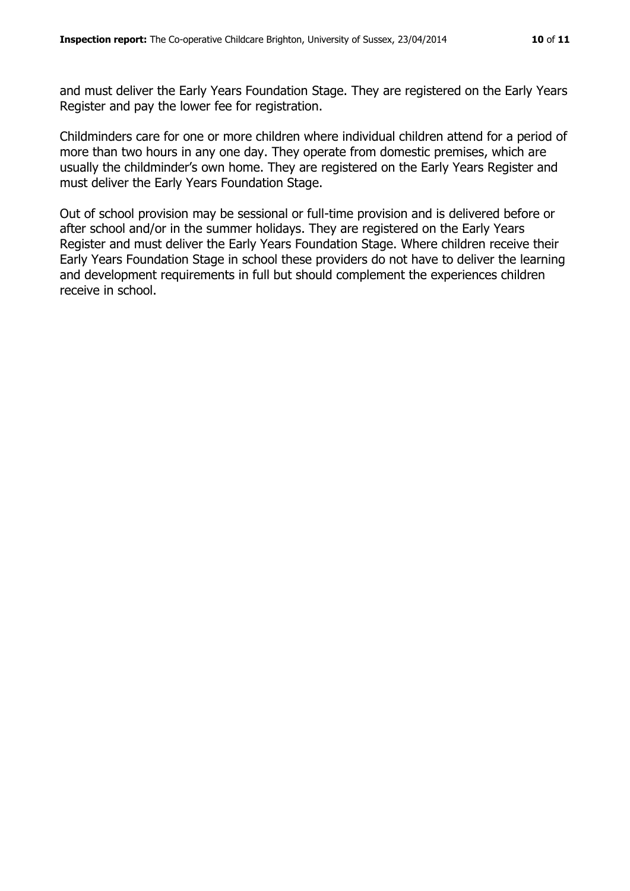and must deliver the Early Years Foundation Stage. They are registered on the Early Years Register and pay the lower fee for registration.

Childminders care for one or more children where individual children attend for a period of more than two hours in any one day. They operate from domestic premises, which are usually the childminder's own home. They are registered on the Early Years Register and must deliver the Early Years Foundation Stage.

Out of school provision may be sessional or full-time provision and is delivered before or after school and/or in the summer holidays. They are registered on the Early Years Register and must deliver the Early Years Foundation Stage. Where children receive their Early Years Foundation Stage in school these providers do not have to deliver the learning and development requirements in full but should complement the experiences children receive in school.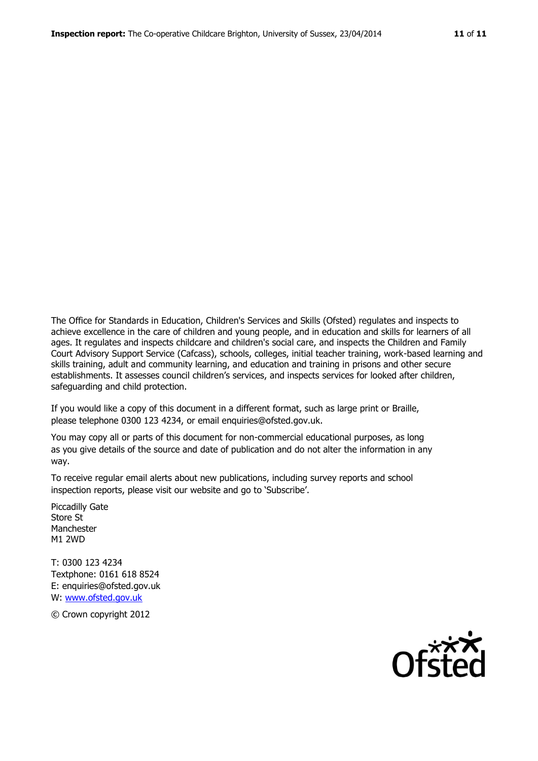The Office for Standards in Education, Children's Services and Skills (Ofsted) regulates and inspects to achieve excellence in the care of children and young people, and in education and skills for learners of all ages. It regulates and inspects childcare and children's social care, and inspects the Children and Family Court Advisory Support Service (Cafcass), schools, colleges, initial teacher training, work-based learning and skills training, adult and community learning, and education and training in prisons and other secure establishments. It assesses council children's services, and inspects services for looked after children, safeguarding and child protection.

If you would like a copy of this document in a different format, such as large print or Braille, please telephone 0300 123 4234, or email enquiries@ofsted.gov.uk.

You may copy all or parts of this document for non-commercial educational purposes, as long as you give details of the source and date of publication and do not alter the information in any way.

To receive regular email alerts about new publications, including survey reports and school inspection reports, please visit our website and go to 'Subscribe'.

Piccadilly Gate
Store St
Manchester
M1 2WD

T: 0300 123 4234
Textphone: 0161 618 8524
E: enquiries@ofsted.gov.uk
W: www.ofsted.gov.uk

© Crown copyright 2012

Ofsted